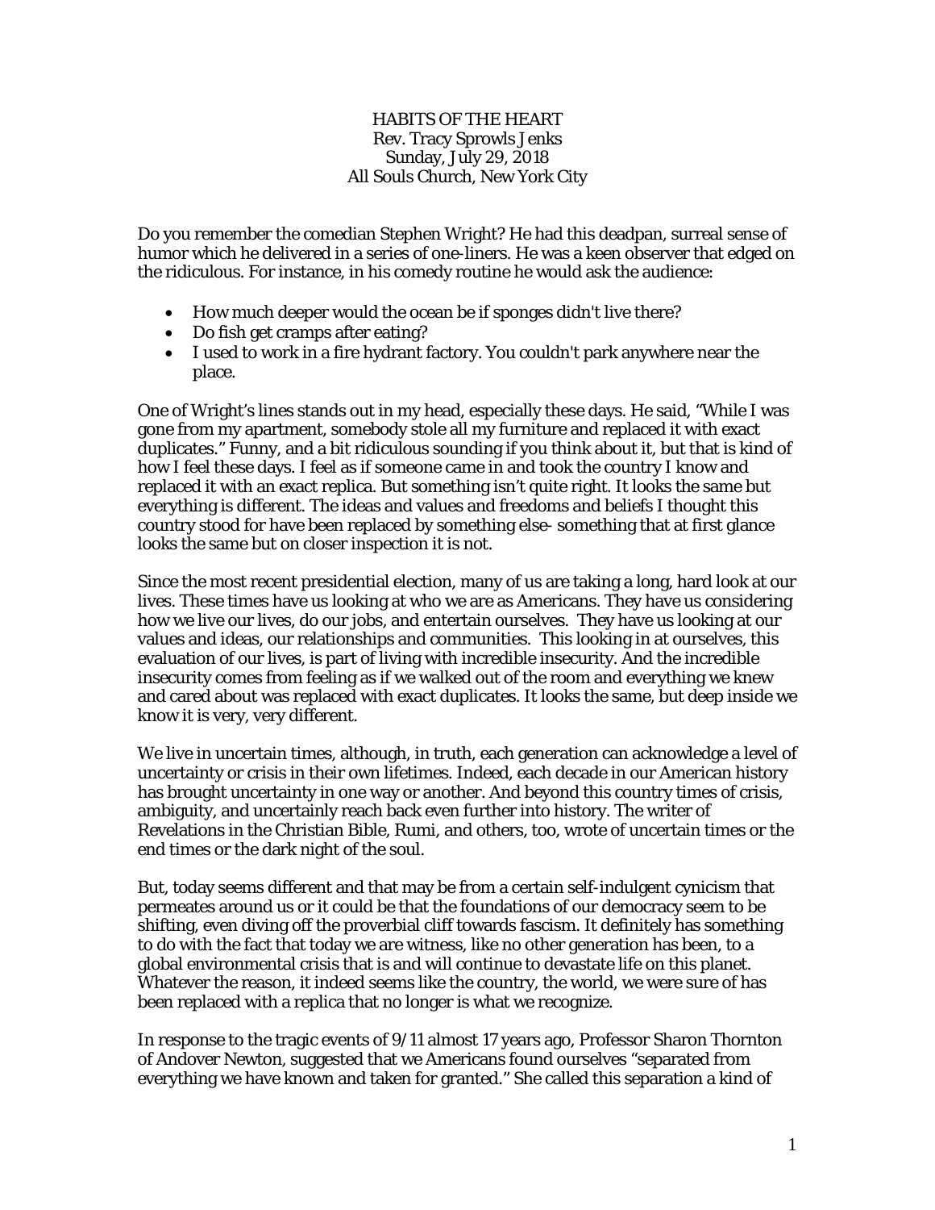# HABITS OF THE HEART

Rev. Tracy Sprowls Jenks
Sunday, July 29, 2018
All Souls Church, New York City

Do you remember the comedian Stephen Wright? He had this deadpan, surreal sense of humor which he delivered in a series of one-liners. He was a keen observer that edged on the ridiculous. For instance, in his comedy routine he would ask the audience:

- How much deeper would the ocean be if sponges didn't live there?
- Do fish get cramps after eating?
- I used to work in a fire hydrant factory. You couldn't park anywhere near the place.

One of Wright's lines stands out in my head, especially these days. He said, "While I was gone from my apartment, somebody stole all my furniture and replaced it with exact duplicates." Funny, and a bit ridiculous sounding if you think about it, but that is kind of how I feel these days. I feel as if someone came in and took the country I know and replaced it with an exact replica. But something isn't quite right. It looks the same but everything is different. The ideas and values and freedoms and beliefs I thought this country stood for have been replaced by something else- something that at first glance looks the same but on closer inspection it is not.

Since the most recent presidential election, many of us are taking a long, hard look at our lives. These times have us looking at who we are as Americans. They have us considering how we live our lives, do our jobs, and entertain ourselves. They have us looking at our values and ideas, our relationships and communities. This looking in at ourselves, this evaluation of our lives, is part of living with incredible insecurity. And the incredible insecurity comes from feeling as if we walked out of the room and everything we knew and cared about was replaced with exact duplicates. It looks the same, but deep inside we know it is very, very different.

We live in uncertain times, although, in truth, each generation can acknowledge a level of uncertainty or crisis in their own lifetimes. Indeed, each decade in our American history has brought uncertainty in one way or another. And beyond this country times of crisis, ambiguity, and uncertainly reach back even further into history. The writer of Revelations in the Christian Bible, Rumi, and others, too, wrote of uncertain times or the end times or the dark night of the soul.

But, today seems different and that may be from a certain self-indulgent cynicism that permeates around us or it could be that the foundations of our democracy seem to be shifting, even diving off the proverbial cliff towards fascism. It definitely has something to do with the fact that today we are witness, like no other generation has been, to a global environmental crisis that is and will continue to devastate life on this planet. Whatever the reason, it indeed seems like the country, the world, we were sure of has been replaced with a replica that no longer is what we recognize.

In response to the tragic events of 9/11 almost 17 years ago, Professor Sharon Thornton of Andover Newton, suggested that we Americans found ourselves "separated from everything we have known and taken for granted." She called this separation a kind of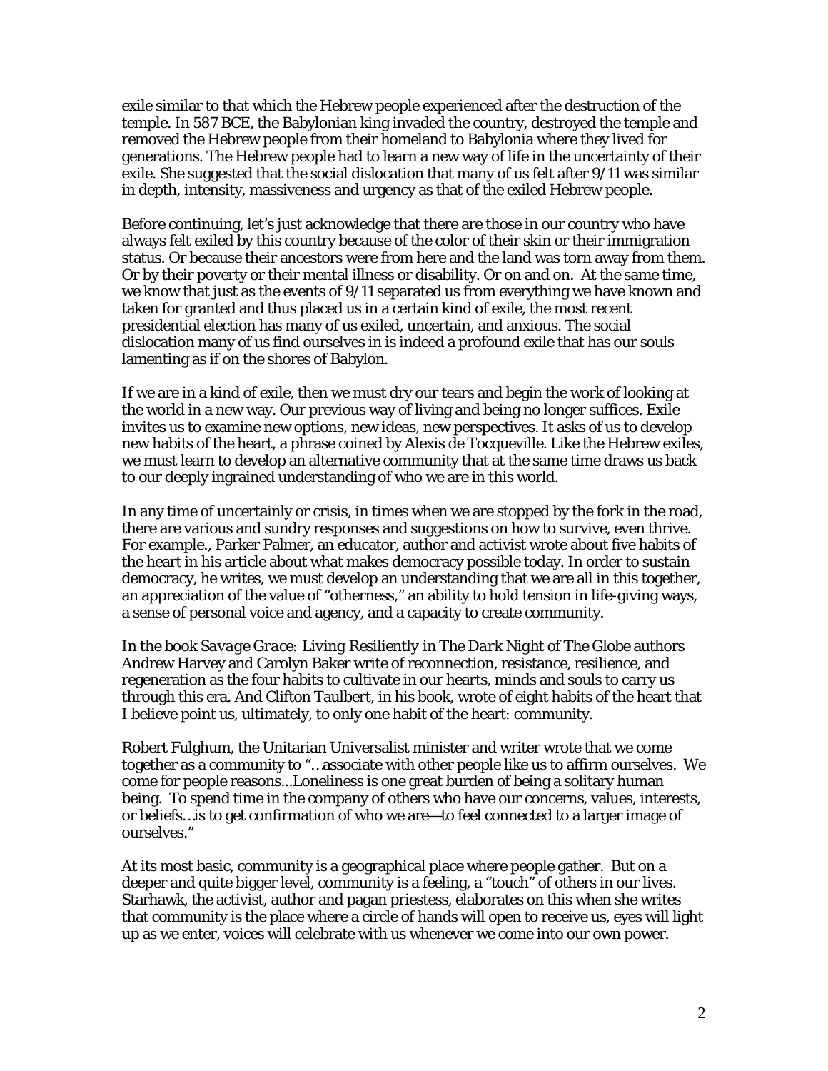exile similar to that which the Hebrew people experienced after the destruction of the temple. In 587 BCE, the Babylonian king invaded the country, destroyed the temple and removed the Hebrew people from their homeland to Babylonia where they lived for generations. The Hebrew people had to learn a new way of life in the uncertainty of their exile. She suggested that the social dislocation that many of us felt after 9/11 was similar in depth, intensity, massiveness and urgency as that of the exiled Hebrew people.

Before continuing, let's just acknowledge that there are those in our country who have always felt exiled by this country because of the color of their skin or their immigration status. Or because their ancestors were from here and the land was torn away from them. Or by their poverty or their mental illness or disability. Or on and on. At the same time, we know that just as the events of 9/11 separated us from everything we have known and taken for granted and thus placed us in a certain kind of exile, the most recent presidential election has many of us exiled, uncertain, and anxious. The social dislocation many of us find ourselves in is indeed a profound exile that has our souls lamenting as if on the shores of Babylon.

If we are in a kind of exile, then we must dry our tears and begin the work of looking at the world in a new way. Our previous way of living and being no longer suffices. Exile invites us to examine new options, new ideas, new perspectives. It asks of us to develop new habits of the heart, a phrase coined by Alexis de Tocqueville. Like the Hebrew exiles, we must learn to develop an alternative community that at the same time draws us back to our deeply ingrained understanding of who we are in this world.

In any time of uncertainly or crisis, in times when we are stopped by the fork in the road, there are various and sundry responses and suggestions on how to survive, even thrive. For example., Parker Palmer, an educator, author and activist wrote about five habits of the heart in his article about what makes democracy possible today. In order to sustain democracy, he writes, we must develop an understanding that we are all in this together, an appreciation of the value of "otherness," an ability to hold tension in life-giving ways, a sense of personal voice and agency, and a capacity to create community.

In the book *Savage Grace: Living Resiliently in The Dark Night of The Globe* authors Andrew Harvey and Carolyn Baker write of reconnection, resistance, resilience, and regeneration as the four habits to cultivate in our hearts, minds and souls to carry us through this era. And Clifton Taulbert, in his book, wrote of eight habits of the heart that I believe point us, ultimately, to only one habit of the heart: community.

Robert Fulghum, the Unitarian Universalist minister and writer wrote that we come together as a community to "…associate with other people like us to affirm ourselves. We come for people reasons...Loneliness is one great burden of being a solitary human being. To spend time in the company of others who have our concerns, values, interests, or beliefs…is to get confirmation of who we are—to feel connected to a larger image of ourselves."

At its most basic, community is a geographical place where people gather. But on a deeper and quite bigger level, community is a feeling, a "touch" of others in our lives. Starhawk, the activist, author and pagan priestess, elaborates on this when she writes that community is the place where a circle of hands will open to receive us, eyes will light up as we enter, voices will celebrate with us whenever we come into our own power.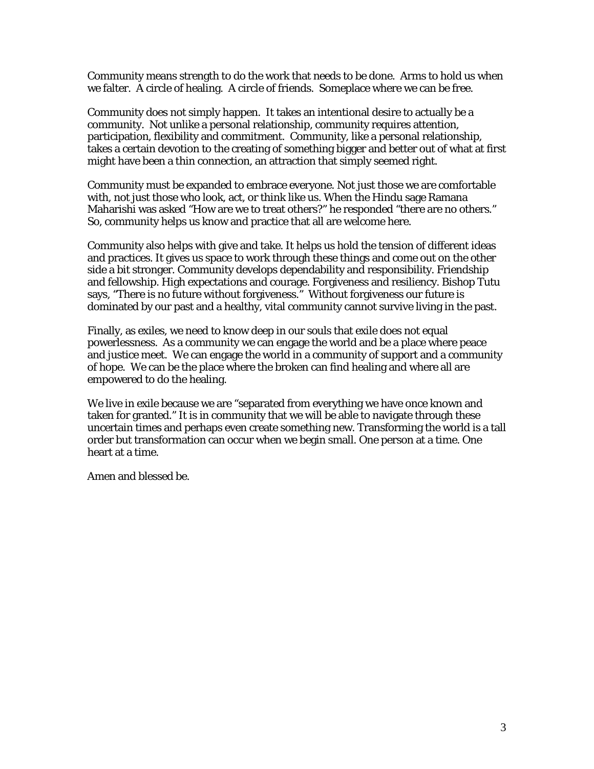Community means strength to do the work that needs to be done. Arms to hold us when we falter. A circle of healing. A circle of friends. Someplace where we can be free.

Community does not simply happen. It takes an intentional desire to actually be a community. Not unlike a personal relationship, community requires attention, participation, flexibility and commitment. Community, like a personal relationship, takes a certain devotion to the creating of something bigger and better out of what at first might have been a thin connection, an attraction that simply seemed right.

Community must be expanded to embrace everyone. Not just those we are comfortable with, not just those who look, act, or think like us. When the Hindu sage Ramana Maharishi was asked "How are we to treat others?" he responded "there are no others." So, community helps us know and practice that all are welcome here.

Community also helps with give and take. It helps us hold the tension of different ideas and practices. It gives us space to work through these things and come out on the other side a bit stronger. Community develops dependability and responsibility. Friendship and fellowship. High expectations and courage. Forgiveness and resiliency. Bishop Tutu says, "There is no future without forgiveness." Without forgiveness our future is dominated by our past and a healthy, vital community cannot survive living in the past.

Finally, as exiles, we need to know deep in our souls that exile does not equal powerlessness. As a community we can engage the world and be a place where peace and justice meet. We can engage the world in a community of support and a community of hope. We can be the place where the broken can find healing and where all are empowered to do the healing.

We live in exile because we are "separated from everything we have once known and taken for granted." It is in community that we will be able to navigate through these uncertain times and perhaps even create something new. Transforming the world is a tall order but transformation can occur when we begin small. One person at a time. One heart at a time.

Amen and blessed be.